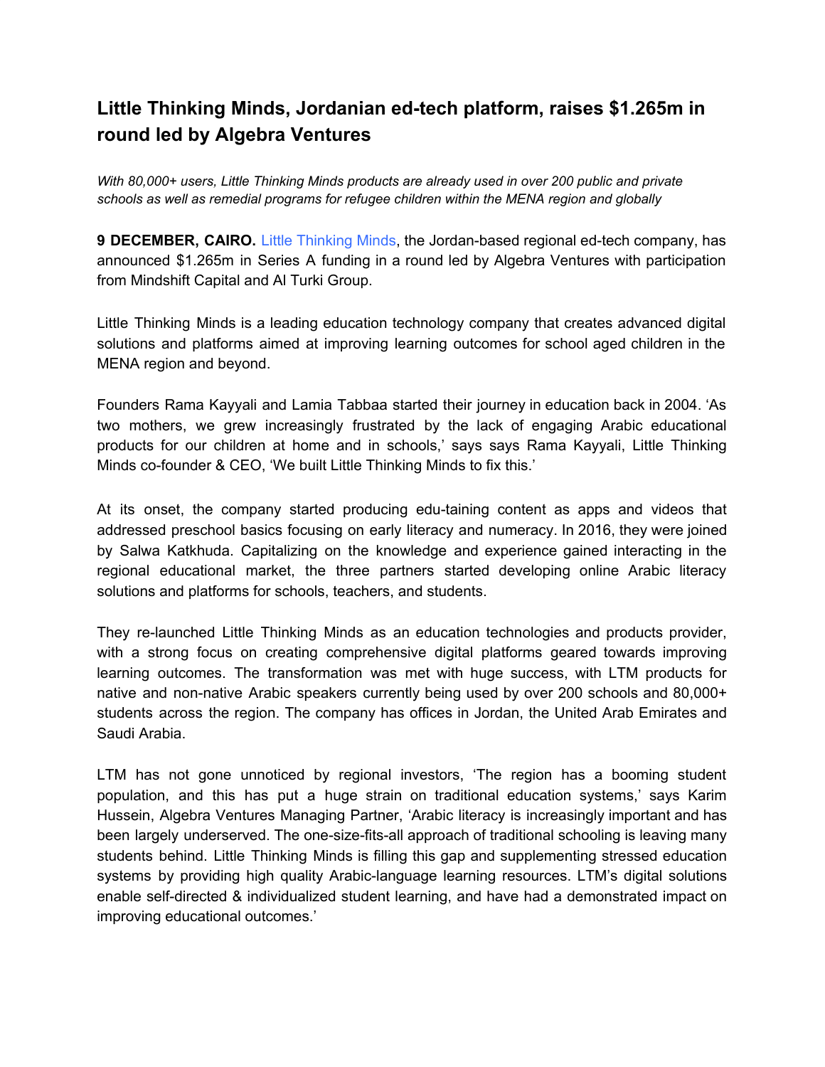# Little Thinking Minds, Jordanian ed-tech platform, raises $1.265m in round led by Algebra Ventures

*With 80,000+ users, Little Thinking Minds products are already used in over 200 public and private schools as well as remedial programs for refugee children within the MENA region and globally*

**9 DECEMBER, CAIRO.** Little Thinking Minds, the Jordan-based regional ed-tech company, has announced $1.265m in Series A funding in a round led by Algebra Ventures with participation from Mindshift Capital and Al Turki Group.

Little Thinking Minds is a leading education technology company that creates advanced digital solutions and platforms aimed at improving learning outcomes for school aged children in the MENA region and beyond.

Founders Rama Kayyali and Lamia Tabbaa started their journey in education back in 2004. 'As two mothers, we grew increasingly frustrated by the lack of engaging Arabic educational products for our children at home and in schools,' says says Rama Kayyali, Little Thinking Minds co-founder & CEO, 'We built Little Thinking Minds to fix this.'

At its onset, the company started producing edu-taining content as apps and videos that addressed preschool basics focusing on early literacy and numeracy. In 2016, they were joined by Salwa Katkhuda. Capitalizing on the knowledge and experience gained interacting in the regional educational market, the three partners started developing online Arabic literacy solutions and platforms for schools, teachers, and students.

They re-launched Little Thinking Minds as an education technologies and products provider, with a strong focus on creating comprehensive digital platforms geared towards improving learning outcomes. The transformation was met with huge success, with LTM products for native and non-native Arabic speakers currently being used by over 200 schools and 80,000+ students across the region. The company has offices in Jordan, the United Arab Emirates and Saudi Arabia.

LTM has not gone unnoticed by regional investors, 'The region has a booming student population, and this has put a huge strain on traditional education systems,' says Karim Hussein, Algebra Ventures Managing Partner, 'Arabic literacy is increasingly important and has been largely underserved. The one-size-fits-all approach of traditional schooling is leaving many students behind. Little Thinking Minds is filling this gap and supplementing stressed education systems by providing high quality Arabic-language learning resources. LTM's digital solutions enable self-directed & individualized student learning, and have had a demonstrated impact on improving educational outcomes.'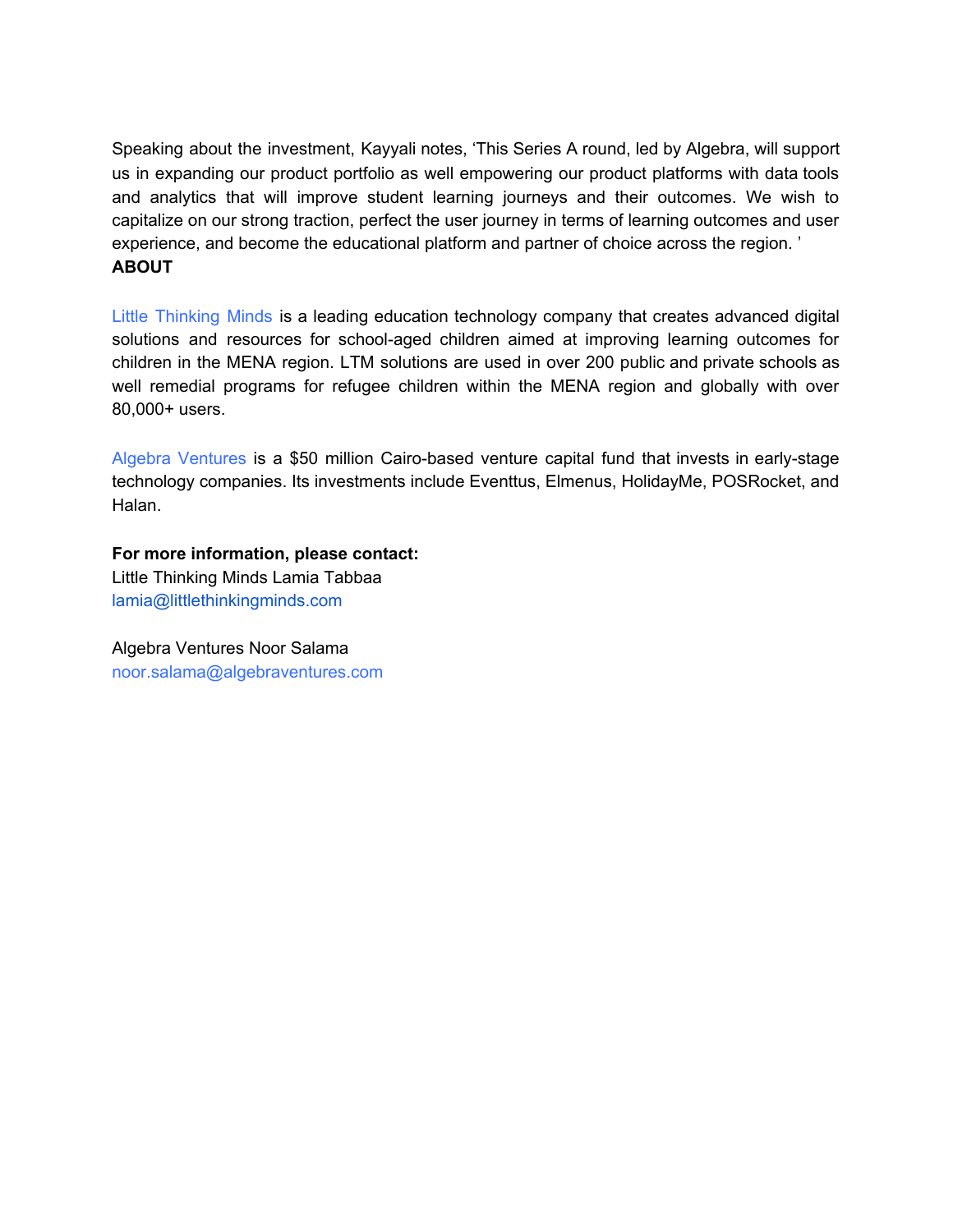Speaking about the investment, Kayyali notes, 'This Series A round, led by Algebra, will support us in expanding our product portfolio as well empowering our product platforms with data tools and analytics that will improve student learning journeys and their outcomes. We wish to capitalize on our strong traction, perfect the user journey in terms of learning outcomes and user experience, and become the educational platform and partner of choice across the region. '

**ABOUT**

Little Thinking Minds is a leading education technology company that creates advanced digital solutions and resources for school-aged children aimed at improving learning outcomes for children in the MENA region. LTM solutions are used in over 200 public and private schools as well remedial programs for refugee children within the MENA region and globally with over 80,000+ users.

Algebra Ventures is a $50 million Cairo-based venture capital fund that invests in early-stage technology companies. Its investments include Eventtus, Elmenus, HolidayMe, POSRocket, and Halan.

**For more information, please contact:**
Little Thinking Minds Lamia Tabbaa
lamia@littlethinkingminds.com

Algebra Ventures Noor Salama
noor.salama@algebraventures.com